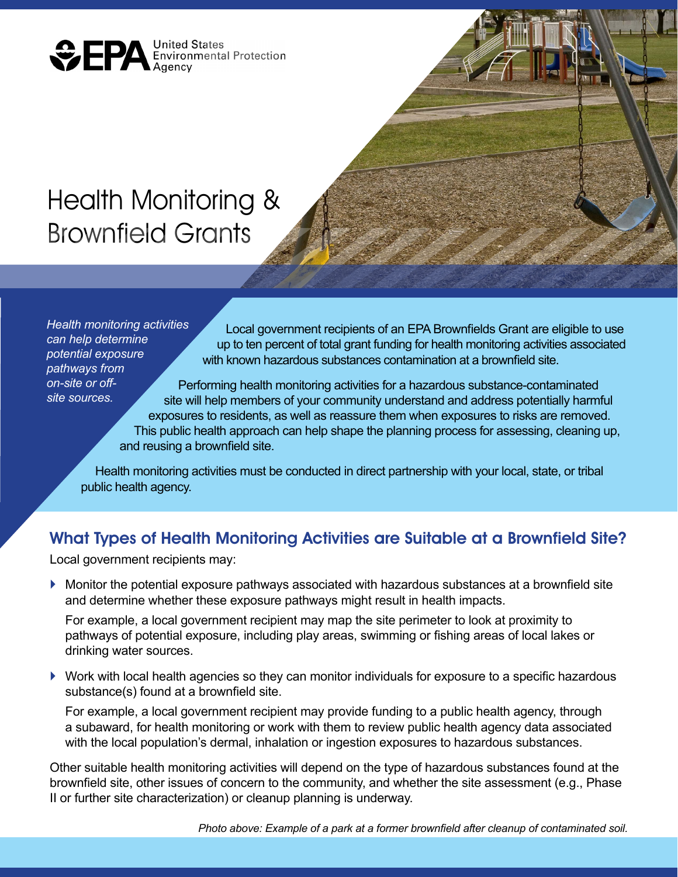United States Environmental Protection Agency

# Health Monitoring & Brownfield Grants

*Health monitoring activities can help determine potential exposure pathways from on-site or off-site sources.*

Local government recipients of an EPA Brownfields Grant are eligible to use up to ten percent of total grant funding for health monitoring activities associated with known hazardous substances contamination at a brownfield site.

Performing health monitoring activities for a hazardous substance-contaminated site will help members of your community understand and address potentially harmful exposures to residents, as well as reassure them when exposures to risks are removed. This public health approach can help shape the planning process for assessing, cleaning up, and reusing a brownfield site.

Health monitoring activities must be conducted in direct partnership with your local, state, or tribal public health agency.

## What Types of Health Monitoring Activities are Suitable at a Brownfield Site?

Local government recipients may:

- Monitor the potential exposure pathways associated with hazardous substances at a brownfield site and determine whether these exposure pathways might result in health impacts.

  For example, a local government recipient may map the site perimeter to look at proximity to pathways of potential exposure, including play areas, swimming or fishing areas of local lakes or drinking water sources.

- Work with local health agencies so they can monitor individuals for exposure to a specific hazardous substance(s) found at a brownfield site.

  For example, a local government recipient may provide funding to a public health agency, through a subaward, for health monitoring or work with them to review public health agency data associated with the local population's dermal, inhalation or ingestion exposures to hazardous substances.

Other suitable health monitoring activities will depend on the type of hazardous substances found at the brownfield site, other issues of concern to the community, and whether the site assessment (e.g., Phase II or further site characterization) or cleanup planning is underway.

*Photo above: Example of a park at a former brownfield after cleanup of contaminated soil.*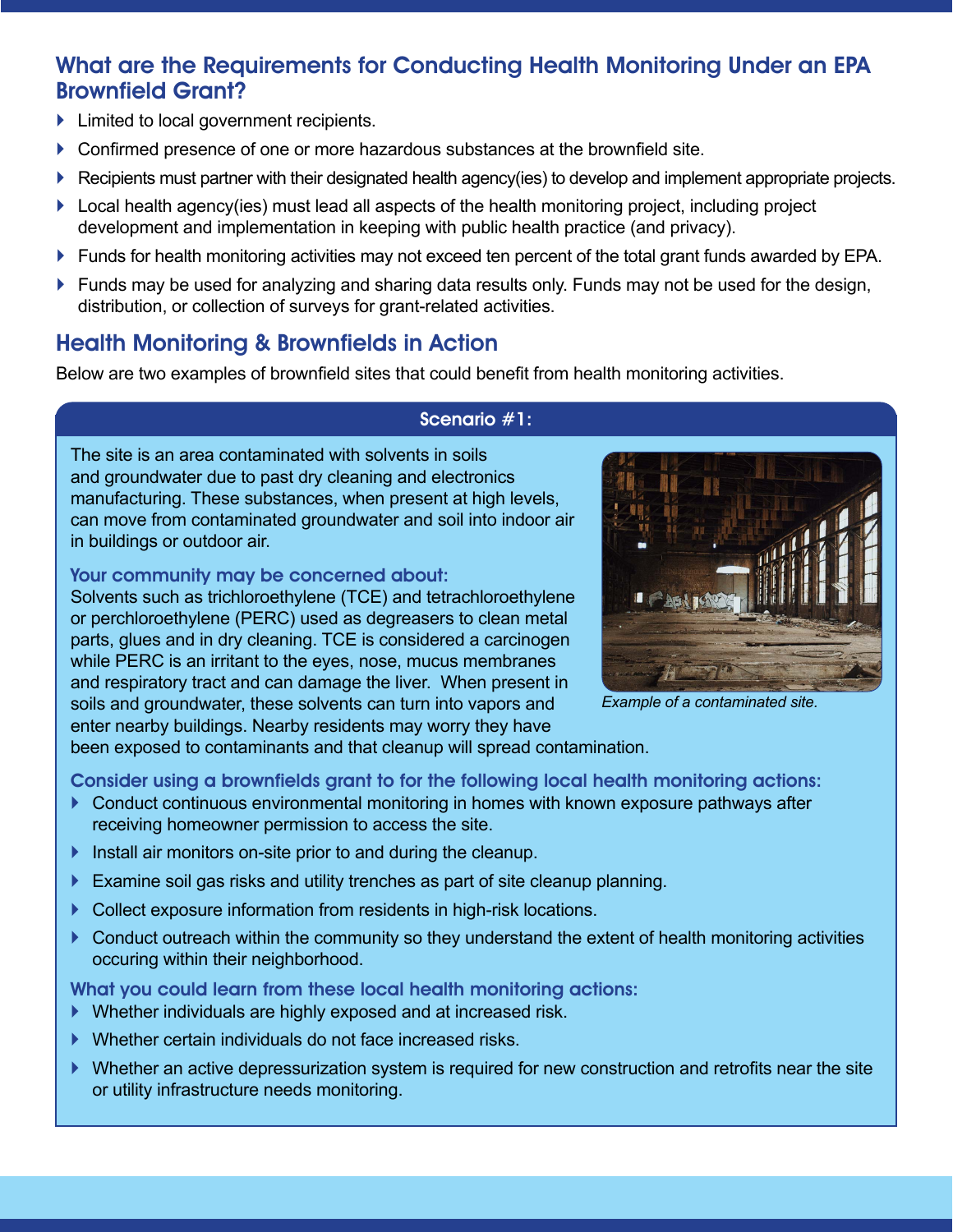## What are the Requirements for Conducting Health Monitoring Under an EPA Brownfield Grant?

- Limited to local government recipients.
- Confirmed presence of one or more hazardous substances at the brownfield site.
- Recipients must partner with their designated health agency(ies) to develop and implement appropriate projects.
- Local health agency(ies) must lead all aspects of the health monitoring project, including project development and implementation in keeping with public health practice (and privacy).
- Funds for health monitoring activities may not exceed ten percent of the total grant funds awarded by EPA.
- Funds may be used for analyzing and sharing data results only. Funds may not be used for the design, distribution, or collection of surveys for grant-related activities.

## Health Monitoring & Brownfields in Action

Below are two examples of brownfield sites that could benefit from health monitoring activities.

### Scenario #1:

The site is an area contaminated with solvents in soils and groundwater due to past dry cleaning and electronics manufacturing. These substances, when present at high levels, can move from contaminated groundwater and soil into indoor air in buildings or outdoor air.

*Example of a contaminated site.*

#### Your community may be concerned about:

Solvents such as trichloroethylene (TCE) and tetrachloroethylene or perchloroethylene (PERC) used as degreasers to clean metal parts, glues and in dry cleaning. TCE is considered a carcinogen while PERC is an irritant to the eyes, nose, mucus membranes and respiratory tract and can damage the liver. When present in soils and groundwater, these solvents can turn into vapors and enter nearby buildings. Nearby residents may worry they have been exposed to contaminants and that cleanup will spread contamination.

#### Consider using a brownfields grant to for the following local health monitoring actions:

- Conduct continuous environmental monitoring in homes with known exposure pathways after receiving homeowner permission to access the site.
- Install air monitors on-site prior to and during the cleanup.
- Examine soil gas risks and utility trenches as part of site cleanup planning.
- Collect exposure information from residents in high-risk locations.
- Conduct outreach within the community so they understand the extent of health monitoring activities occuring within their neighborhood.

#### What you could learn from these local health monitoring actions:

- Whether individuals are highly exposed and at increased risk.
- Whether certain individuals do not face increased risks.
- Whether an active depressurization system is required for new construction and retrofits near the site or utility infrastructure needs monitoring.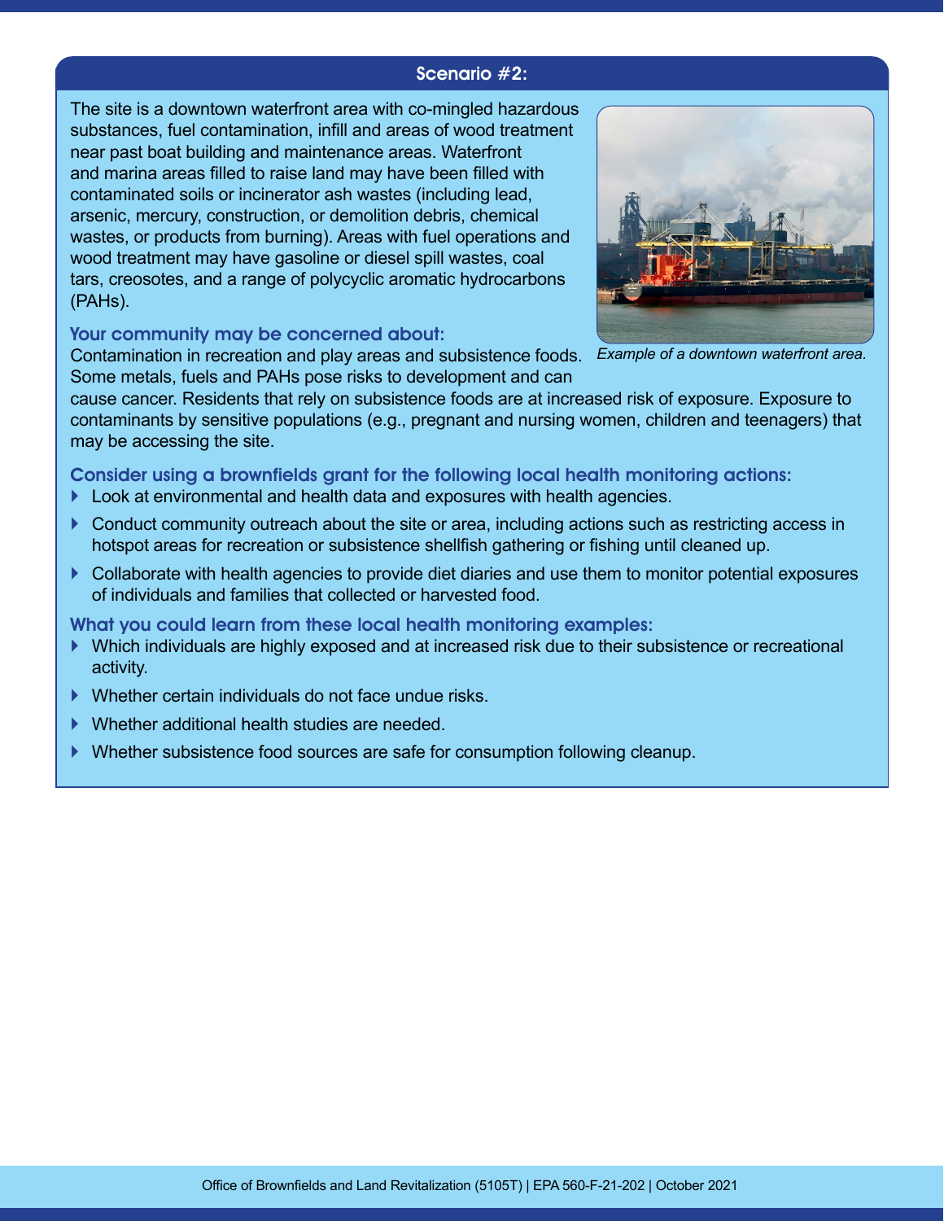## Scenario #2:

The site is a downtown waterfront area with co-mingled hazardous substances, fuel contamination, infill and areas of wood treatment near past boat building and maintenance areas. Waterfront and marina areas filled to raise land may have been filled with contaminated soils or incinerator ash wastes (including lead, arsenic, mercury, construction, or demolition debris, chemical wastes, or products from burning). Areas with fuel operations and wood treatment may have gasoline or diesel spill wastes, coal tars, creosotes, and a range of polycyclic aromatic hydrocarbons (PAHs).

*Example of a downtown waterfront area.*

### Your community may be concerned about:

Contamination in recreation and play areas and subsistence foods. Some metals, fuels and PAHs pose risks to development and can cause cancer. Residents that rely on subsistence foods are at increased risk of exposure. Exposure to contaminants by sensitive populations (e.g., pregnant and nursing women, children and teenagers) that may be accessing the site.

### Consider using a brownfields grant for the following local health monitoring actions:

- Look at environmental and health data and exposures with health agencies.
- Conduct community outreach about the site or area, including actions such as restricting access in hotspot areas for recreation or subsistence shellfish gathering or fishing until cleaned up.
- Collaborate with health agencies to provide diet diaries and use them to monitor potential exposures of individuals and families that collected or harvested food.

### What you could learn from these local health monitoring examples:

- Which individuals are highly exposed and at increased risk due to their subsistence or recreational activity.
- Whether certain individuals do not face undue risks.
- Whether additional health studies are needed.
- Whether subsistence food sources are safe for consumption following cleanup.

Office of Brownfields and Land Revitalization (5105T) | EPA 560-F-21-202 | October 2021